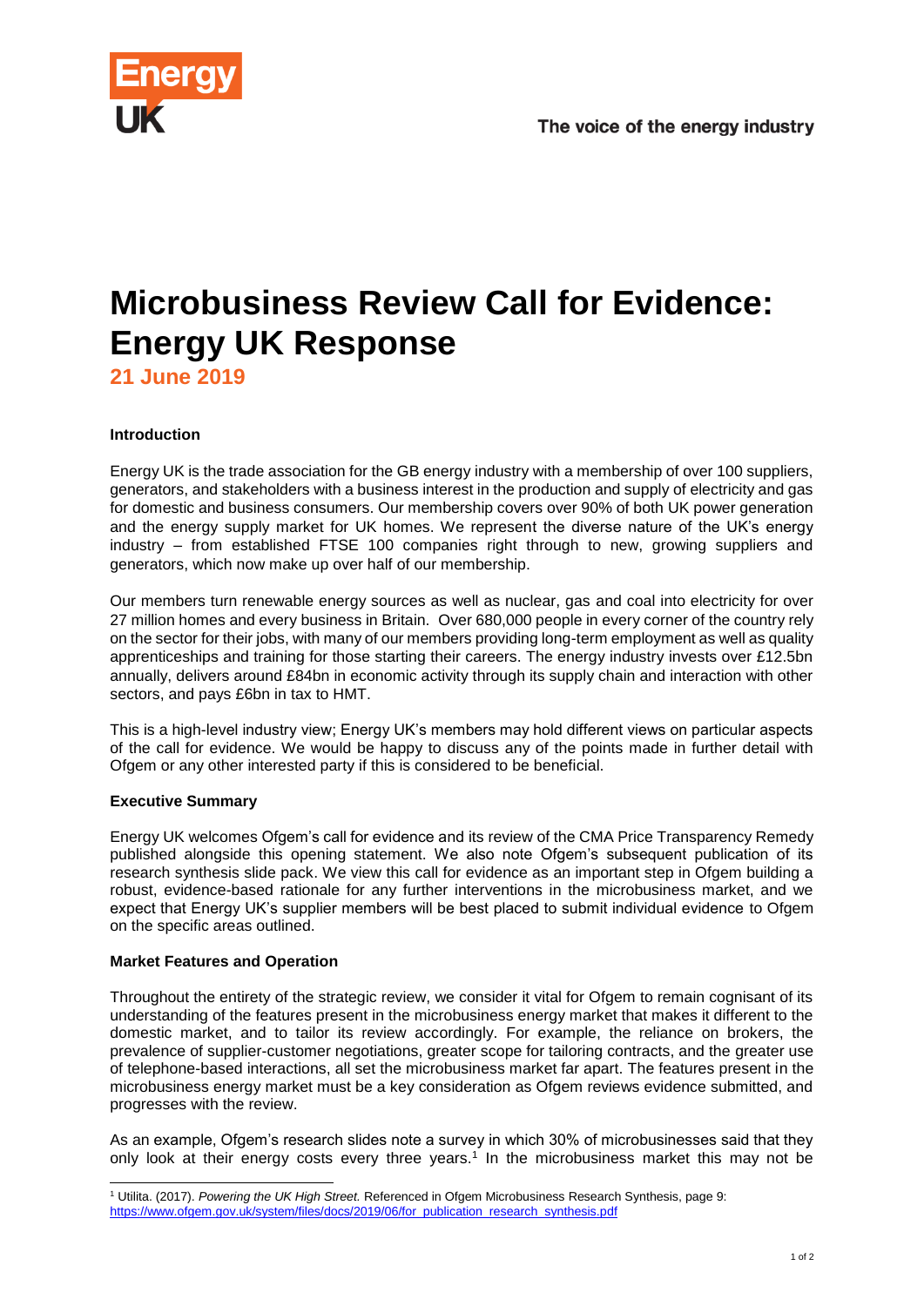The voice of the energy industry

# Microbusiness Review Call for Evidence: Energy UK Response

**21 June 2019**

**Introduction**

Energy UK is the trade association for the GB energy industry with a membership of over 100 suppliers, generators, and stakeholders with a business interest in the production and supply of electricity and gas for domestic and business consumers. Our membership covers over 90% of both UK power generation and the energy supply market for UK homes. We represent the diverse nature of the UK's energy industry – from established FTSE 100 companies right through to new, growing suppliers and generators, which now make up over half of our membership.

Our members turn renewable energy sources as well as nuclear, gas and coal into electricity for over 27 million homes and every business in Britain. Over 680,000 people in every corner of the country rely on the sector for their jobs, with many of our members providing long-term employment as well as quality apprenticeships and training for those starting their careers. The energy industry invests over £12.5bn annually, delivers around £84bn in economic activity through its supply chain and interaction with other sectors, and pays £6bn in tax to HMT.

This is a high-level industry view; Energy UK's members may hold different views on particular aspects of the call for evidence. We would be happy to discuss any of the points made in further detail with Ofgem or any other interested party if this is considered to be beneficial.

**Executive Summary**

Energy UK welcomes Ofgem's call for evidence and its review of the CMA Price Transparency Remedy published alongside this opening statement. We also note Ofgem's subsequent publication of its research synthesis slide pack. We view this call for evidence as an important step in Ofgem building a robust, evidence-based rationale for any further interventions in the microbusiness market, and we expect that Energy UK's supplier members will be best placed to submit individual evidence to Ofgem on the specific areas outlined.

**Market Features and Operation**

Throughout the entirety of the strategic review, we consider it vital for Ofgem to remain cognisant of its understanding of the features present in the microbusiness energy market that makes it different to the domestic market, and to tailor its review accordingly. For example, the reliance on brokers, the prevalence of supplier-customer negotiations, greater scope for tailoring contracts, and the greater use of telephone-based interactions, all set the microbusiness market far apart. The features present in the microbusiness energy market must be a key consideration as Ofgem reviews evidence submitted, and progresses with the review.

As an example, Ofgem's research slides note a survey in which 30% of microbusinesses said that they only look at their energy costs every three years.[1] In the microbusiness market this may not be

---

[1] Utilita. (2017). *Powering the UK High Street.* Referenced in Ofgem Microbusiness Research Synthesis, page 9: https://www.ofgem.gov.uk/system/files/docs/2019/06/for_publication_research_synthesis.pdf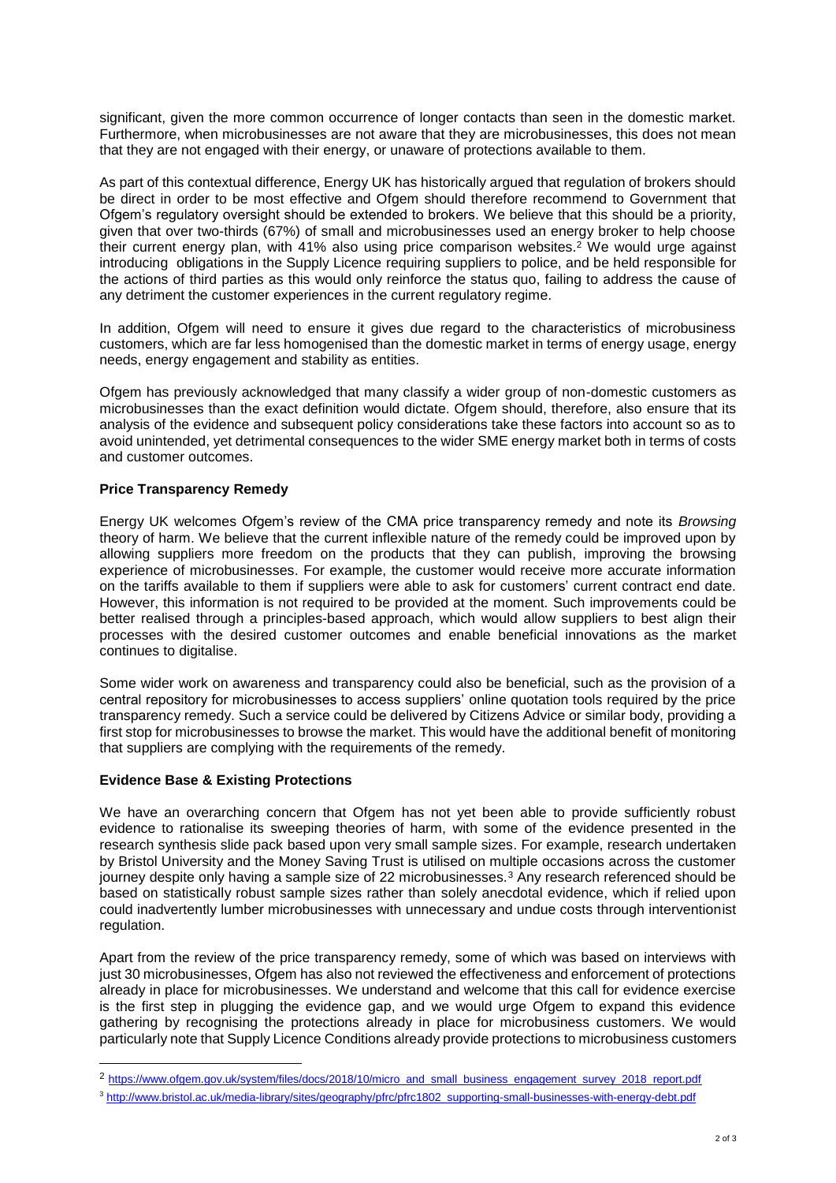significant, given the more common occurrence of longer contacts than seen in the domestic market. Furthermore, when microbusinesses are not aware that they are microbusinesses, this does not mean that they are not engaged with their energy, or unaware of protections available to them.

As part of this contextual difference, Energy UK has historically argued that regulation of brokers should be direct in order to be most effective and Ofgem should therefore recommend to Government that Ofgem's regulatory oversight should be extended to brokers. We believe that this should be a priority, given that over two-thirds (67%) of small and microbusinesses used an energy broker to help choose their current energy plan, with 41% also using price comparison websites.[2] We would urge against introducing obligations in the Supply Licence requiring suppliers to police, and be held responsible for the actions of third parties as this would only reinforce the status quo, failing to address the cause of any detriment the customer experiences in the current regulatory regime.

In addition, Ofgem will need to ensure it gives due regard to the characteristics of microbusiness customers, which are far less homogenised than the domestic market in terms of energy usage, energy needs, energy engagement and stability as entities.

Ofgem has previously acknowledged that many classify a wider group of non-domestic customers as microbusinesses than the exact definition would dictate. Ofgem should, therefore, also ensure that its analysis of the evidence and subsequent policy considerations take these factors into account so as to avoid unintended, yet detrimental consequences to the wider SME energy market both in terms of costs and customer outcomes.

**Price Transparency Remedy**

Energy UK welcomes Ofgem's review of the CMA price transparency remedy and note its *Browsing* theory of harm. We believe that the current inflexible nature of the remedy could be improved upon by allowing suppliers more freedom on the products that they can publish, improving the browsing experience of microbusinesses. For example, the customer would receive more accurate information on the tariffs available to them if suppliers were able to ask for customers' current contract end date. However, this information is not required to be provided at the moment. Such improvements could be better realised through a principles-based approach, which would allow suppliers to best align their processes with the desired customer outcomes and enable beneficial innovations as the market continues to digitalise.

Some wider work on awareness and transparency could also be beneficial, such as the provision of a central repository for microbusinesses to access suppliers' online quotation tools required by the price transparency remedy. Such a service could be delivered by Citizens Advice or similar body, providing a first stop for microbusinesses to browse the market. This would have the additional benefit of monitoring that suppliers are complying with the requirements of the remedy.

**Evidence Base & Existing Protections**

We have an overarching concern that Ofgem has not yet been able to provide sufficiently robust evidence to rationalise its sweeping theories of harm, with some of the evidence presented in the research synthesis slide pack based upon very small sample sizes. For example, research undertaken by Bristol University and the Money Saving Trust is utilised on multiple occasions across the customer journey despite only having a sample size of 22 microbusinesses.[3] Any research referenced should be based on statistically robust sample sizes rather than solely anecdotal evidence, which if relied upon could inadvertently lumber microbusinesses with unnecessary and undue costs through interventionist regulation.

Apart from the review of the price transparency remedy, some of which was based on interviews with just 30 microbusinesses, Ofgem has also not reviewed the effectiveness and enforcement of protections already in place for microbusinesses. We understand and welcome that this call for evidence exercise is the first step in plugging the evidence gap, and we would urge Ofgem to expand this evidence gathering by recognising the protections already in place for microbusiness customers. We would particularly note that Supply Licence Conditions already provide protections to microbusiness customers

---

[2] https://www.ofgem.gov.uk/system/files/docs/2018/10/micro_and_small_business_engagement_survey_2018_report.pdf

[3] http://www.bristol.ac.uk/media-library/sites/geography/pfrc/pfrc1802_supporting-small-businesses-with-energy-debt.pdf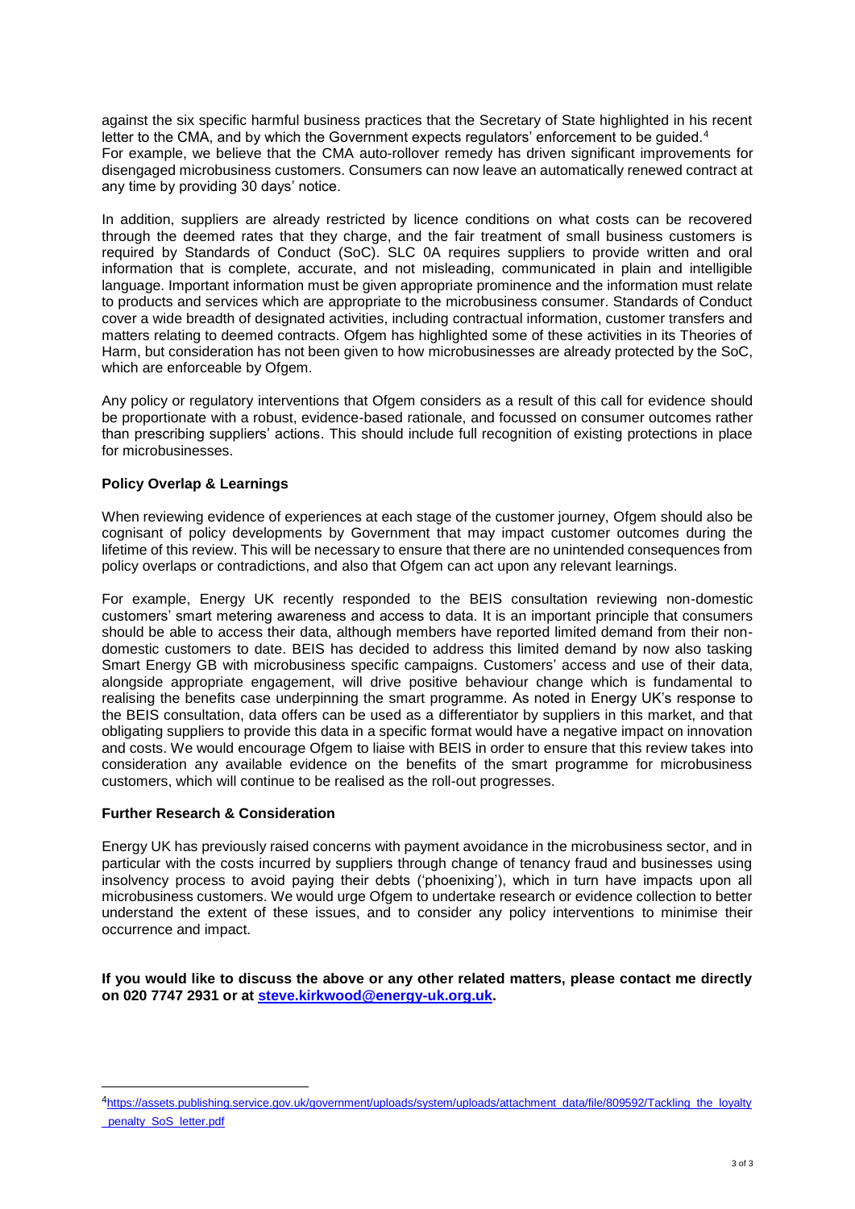against the six specific harmful business practices that the Secretary of State highlighted in his recent letter to the CMA, and by which the Government expects regulators' enforcement to be guided.[4]
For example, we believe that the CMA auto-rollover remedy has driven significant improvements for disengaged microbusiness customers. Consumers can now leave an automatically renewed contract at any time by providing 30 days' notice.

In addition, suppliers are already restricted by licence conditions on what costs can be recovered through the deemed rates that they charge, and the fair treatment of small business customers is required by Standards of Conduct (SoC). SLC 0A requires suppliers to provide written and oral information that is complete, accurate, and not misleading, communicated in plain and intelligible language. Important information must be given appropriate prominence and the information must relate to products and services which are appropriate to the microbusiness consumer. Standards of Conduct cover a wide breadth of designated activities, including contractual information, customer transfers and matters relating to deemed contracts. Ofgem has highlighted some of these activities in its Theories of Harm, but consideration has not been given to how microbusinesses are already protected by the SoC, which are enforceable by Ofgem.

Any policy or regulatory interventions that Ofgem considers as a result of this call for evidence should be proportionate with a robust, evidence-based rationale, and focussed on consumer outcomes rather than prescribing suppliers' actions. This should include full recognition of existing protections in place for microbusinesses.

**Policy Overlap & Learnings**

When reviewing evidence of experiences at each stage of the customer journey, Ofgem should also be cognisant of policy developments by Government that may impact customer outcomes during the lifetime of this review. This will be necessary to ensure that there are no unintended consequences from policy overlaps or contradictions, and also that Ofgem can act upon any relevant learnings.

For example, Energy UK recently responded to the BEIS consultation reviewing non-domestic customers' smart metering awareness and access to data. It is an important principle that consumers should be able to access their data, although members have reported limited demand from their non-domestic customers to date. BEIS has decided to address this limited demand by now also tasking Smart Energy GB with microbusiness specific campaigns. Customers' access and use of their data, alongside appropriate engagement, will drive positive behaviour change which is fundamental to realising the benefits case underpinning the smart programme. As noted in Energy UK's response to the BEIS consultation, data offers can be used as a differentiator by suppliers in this market, and that obligating suppliers to provide this data in a specific format would have a negative impact on innovation and costs. We would encourage Ofgem to liaise with BEIS in order to ensure that this review takes into consideration any available evidence on the benefits of the smart programme for microbusiness customers, which will continue to be realised as the roll-out progresses.

**Further Research & Consideration**

Energy UK has previously raised concerns with payment avoidance in the microbusiness sector, and in particular with the costs incurred by suppliers through change of tenancy fraud and businesses using insolvency process to avoid paying their debts ('phoenixing'), which in turn have impacts upon all microbusiness customers. We would urge Ofgem to undertake research or evidence collection to better understand the extent of these issues, and to consider any policy interventions to minimise their occurrence and impact.

**If you would like to discuss the above or any other related matters, please contact me directly on 020 7747 2931 or at [steve.kirkwood@energy-uk.org.uk](mailto:steve.kirkwood@energy-uk.org.uk).**

---

[4] https://assets.publishing.service.gov.uk/government/uploads/system/uploads/attachment_data/file/809592/Tackling_the_loyalty_penalty_SoS_letter.pdf